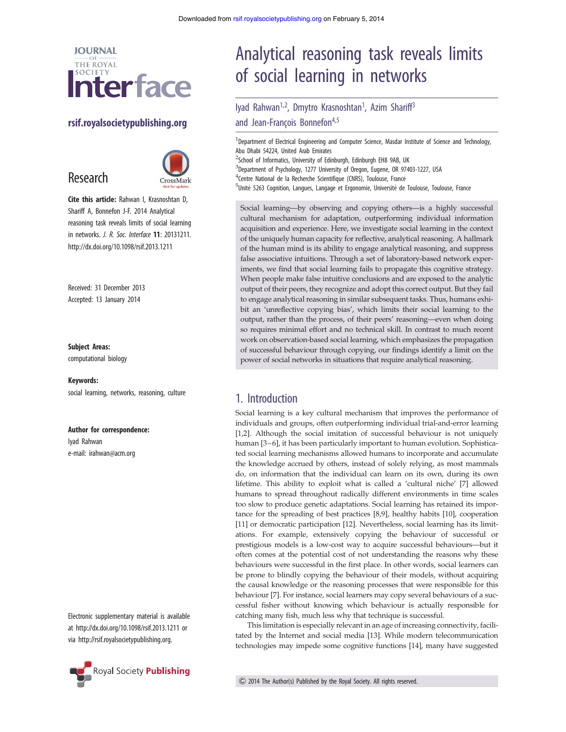# Analytical reasoning task reveals limits of social learning in networks

Iyad Rahwan[1,2], Dmytro Krasnoshtan[1], Azim Shariff[3] and Jean-François Bonnefon[4,5]

[1]Department of Electrical Engineering and Computer Science, Masdar Institute of Science and Technology, Abu Dhabi 54224, United Arab Emirates
[2]School of Informatics, University of Edinburgh, Edinburgh EH8 9AB, UK
[3]Department of Psychology, 1277 University of Oregon, Eugene, OR 97403-1227, USA
[4]Centre National de la Recherche Scientifique (CNRS), Toulouse, France
[5]Unité 5263 Cognition, Langues, Langage et Ergonomie, Université de Toulouse, Toulouse, France

Research

**Cite this article:** Rahwan I, Krasnoshtan D, Shariff A, Bonnefon J-F. 2014 Analytical reasoning task reveals limits of social learning in networks. *J. R. Soc. Interface* **11**: 20131211. http://dx.doi.org/10.1098/rsif.2013.1211

Received: 31 December 2013
Accepted: 13 January 2014

**Subject Areas:**
computational biology

**Keywords:**
social learning, networks, reasoning, culture

**Author for correspondence:**
Iyad Rahwan
e-mail: irahwan@acm.org

Electronic supplementary material is available at http://dx.doi.org/10.1098/rsif.2013.1211 or via http://rsif.royalsocietypublishing.org.

Social learning—by observing and copying others—is a highly successful cultural mechanism for adaptation, outperforming individual information acquisition and experience. Here, we investigate social learning in the context of the uniquely human capacity for reflective, analytical reasoning. A hallmark of the human mind is its ability to engage analytical reasoning, and suppress false associative intuitions. Through a set of laboratory-based network experiments, we find that social learning fails to propagate this cognitive strategy. When people make false intuitive conclusions and are exposed to the analytic output of their peers, they recognize and adopt this correct output. But they fail to engage analytical reasoning in similar subsequent tasks. Thus, humans exhibit an 'unreflective copying bias', which limits their social learning to the output, rather than the process, of their peers' reasoning—even when doing so requires minimal effort and no technical skill. In contrast to much recent work on observation-based social learning, which emphasizes the propagation of successful behaviour through copying, our findings identify a limit on the power of social networks in situations that require analytical reasoning.

## 1. Introduction

Social learning is a key cultural mechanism that improves the performance of individuals and groups, often outperforming individual trial-and-error learning [1,2]. Although the social imitation of successful behaviour is not uniquely human [3–6], it has been particularly important to human evolution. Sophisticated social learning mechanisms allowed humans to incorporate and accumulate the knowledge accrued by others, instead of solely relying, as most mammals do, on information that the individual can learn on its own, during its own lifetime. This ability to exploit what is called a 'cultural niche' [7] allowed humans to spread throughout radically different environments in time scales too slow to produce genetic adaptations. Social learning has retained its importance for the spreading of best practices [8,9], healthy habits [10], cooperation [11] or democratic participation [12]. Nevertheless, social learning has its limitations. For example, extensively copying the behaviour of successful or prestigious models is a low-cost way to acquire successful behaviours—but it often comes at the potential cost of not understanding the reasons why these behaviours were successful in the first place. In other words, social learners can be prone to blindly copying the behaviour of their models, without acquiring the causal knowledge or the reasoning processes that were responsible for this behaviour [7]. For instance, social learners may copy several behaviours of a successful fisher without knowing which behaviour is actually responsible for catching many fish, much less why that technique is successful.

This limitation is especially relevant in an age of increasing connectivity, facilitated by the Internet and social media [13]. While modern telecommunication technologies may impede some cognitive functions [14], many have suggested

© 2014 The Author(s) Published by the Royal Society. All rights reserved.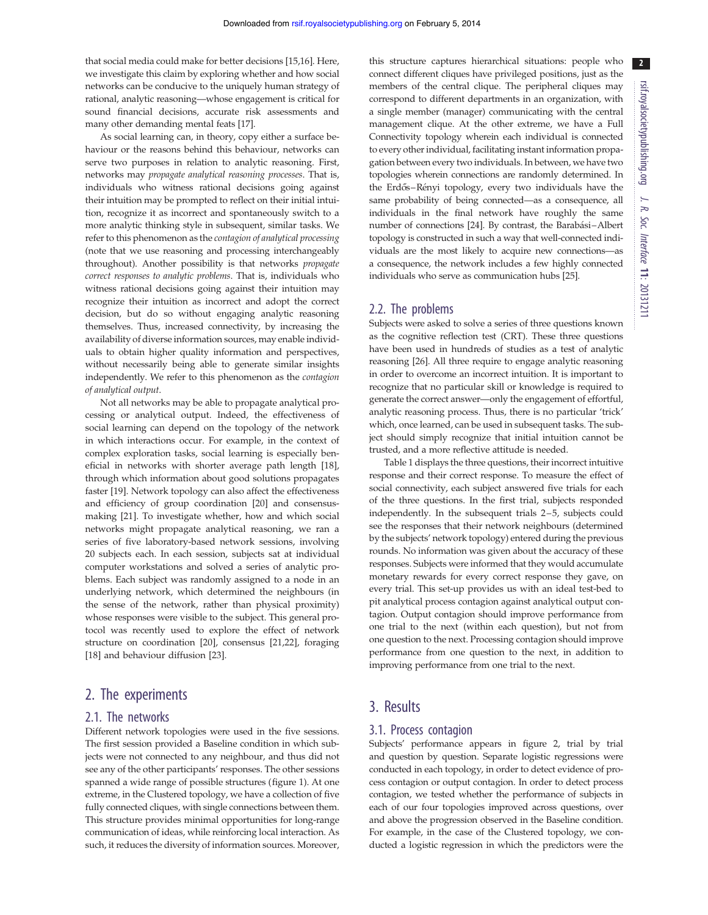that social media could make for better decisions [15,16]. Here, we investigate this claim by exploring whether and how social networks can be conducive to the uniquely human strategy of rational, analytic reasoning—whose engagement is critical for sound financial decisions, accurate risk assessments and many other demanding mental feats [17].

As social learning can, in theory, copy either a surface behaviour or the reasons behind this behaviour, networks can serve two purposes in relation to analytic reasoning. First, networks may *propagate analytical reasoning processes*. That is, individuals who witness rational decisions going against their intuition may be prompted to reflect on their initial intuition, recognize it as incorrect and spontaneously switch to a more analytic thinking style in subsequent, similar tasks. We refer to this phenomenon as the *contagion of analytical processing* (note that we use reasoning and processing interchangeably throughout). Another possibility is that networks *propagate correct responses to analytic problems*. That is, individuals who witness rational decisions going against their intuition may recognize their intuition as incorrect and adopt the correct decision, but do so without engaging analytic reasoning themselves. Thus, increased connectivity, by increasing the availability of diverse information sources, may enable individuals to obtain higher quality information and perspectives, without necessarily being able to generate similar insights independently. We refer to this phenomenon as the *contagion of analytical output*.

Not all networks may be able to propagate analytical processing or analytical output. Indeed, the effectiveness of social learning can depend on the topology of the network in which interactions occur. For example, in the context of complex exploration tasks, social learning is especially beneficial in networks with shorter average path length [18], through which information about good solutions propagates faster [19]. Network topology can also affect the effectiveness and efficiency of group coordination [20] and consensus-making [21]. To investigate whether, how and which social networks might propagate analytical reasoning, we ran a series of five laboratory-based network sessions, involving 20 subjects each. In each session, subjects sat at individual computer workstations and solved a series of analytic problems. Each subject was randomly assigned to a node in an underlying network, which determined the neighbours (in the sense of the network, rather than physical proximity) whose responses were visible to the subject. This general protocol was recently used to explore the effect of network structure on coordination [20], consensus [21,22], foraging [18] and behaviour diffusion [23].

## 2. The experiments

### 2.1. The networks

Different network topologies were used in the five sessions. The first session provided a Baseline condition in which subjects were not connected to any neighbour, and thus did not see any of the other participants' responses. The other sessions spanned a wide range of possible structures (figure 1). At one extreme, in the Clustered topology, we have a collection of five fully connected cliques, with single connections between them. This structure provides minimal opportunities for long-range communication of ideas, while reinforcing local interaction. As such, it reduces the diversity of information sources. Moreover, this structure captures hierarchical situations: people who connect different cliques have privileged positions, just as the members of the central clique. The peripheral cliques may correspond to different departments in an organization, with a single member (manager) communicating with the central management clique. At the other extreme, we have a Full Connectivity topology wherein each individual is connected to every other individual, facilitating instant information propagation between every two individuals. In between, we have two topologies wherein connections are randomly determined. In the Erdős–Rényi topology, every two individuals have the same probability of being connected—as a consequence, all individuals in the final network have roughly the same number of connections [24]. By contrast, the Barabási–Albert topology is constructed in such a way that well-connected individuals are the most likely to acquire new connections—as a consequence, the network includes a few highly connected individuals who serve as communication hubs [25].

### 2.2. The problems

Subjects were asked to solve a series of three questions known as the cognitive reflection test (CRT). These three questions have been used in hundreds of studies as a test of analytic reasoning [26]. All three require to engage analytic reasoning in order to overcome an incorrect intuition. It is important to recognize that no particular skill or knowledge is required to generate the correct answer—only the engagement of effortful, analytic reasoning process. Thus, there is no particular 'trick' which, once learned, can be used in subsequent tasks. The subject should simply recognize that initial intuition cannot be trusted, and a more reflective attitude is needed.

Table 1 displays the three questions, their incorrect intuitive response and their correct response. To measure the effect of social connectivity, each subject answered five trials for each of the three questions. In the first trial, subjects responded independently. In the subsequent trials 2–5, subjects could see the responses that their network neighbours (determined by the subjects' network topology) entered during the previous rounds. No information was given about the accuracy of these responses. Subjects were informed that they would accumulate monetary rewards for every correct response they gave, on every trial. This set-up provides us with an ideal test-bed to pit analytical process contagion against analytical output contagion. Output contagion should improve performance from one trial to the next (within each question), but not from one question to the next. Processing contagion should improve performance from one question to the next, in addition to improving performance from one trial to the next.

## 3. Results

### 3.1. Process contagion

Subjects' performance appears in figure 2, trial by trial and question by question. Separate logistic regressions were conducted in each topology, in order to detect evidence of process contagion or output contagion. In order to detect process contagion, we tested whether the performance of subjects in each of our four topologies improved across questions, over and above the progression observed in the Baseline condition. For example, in the case of the Clustered topology, we conducted a logistic regression in which the predictors were the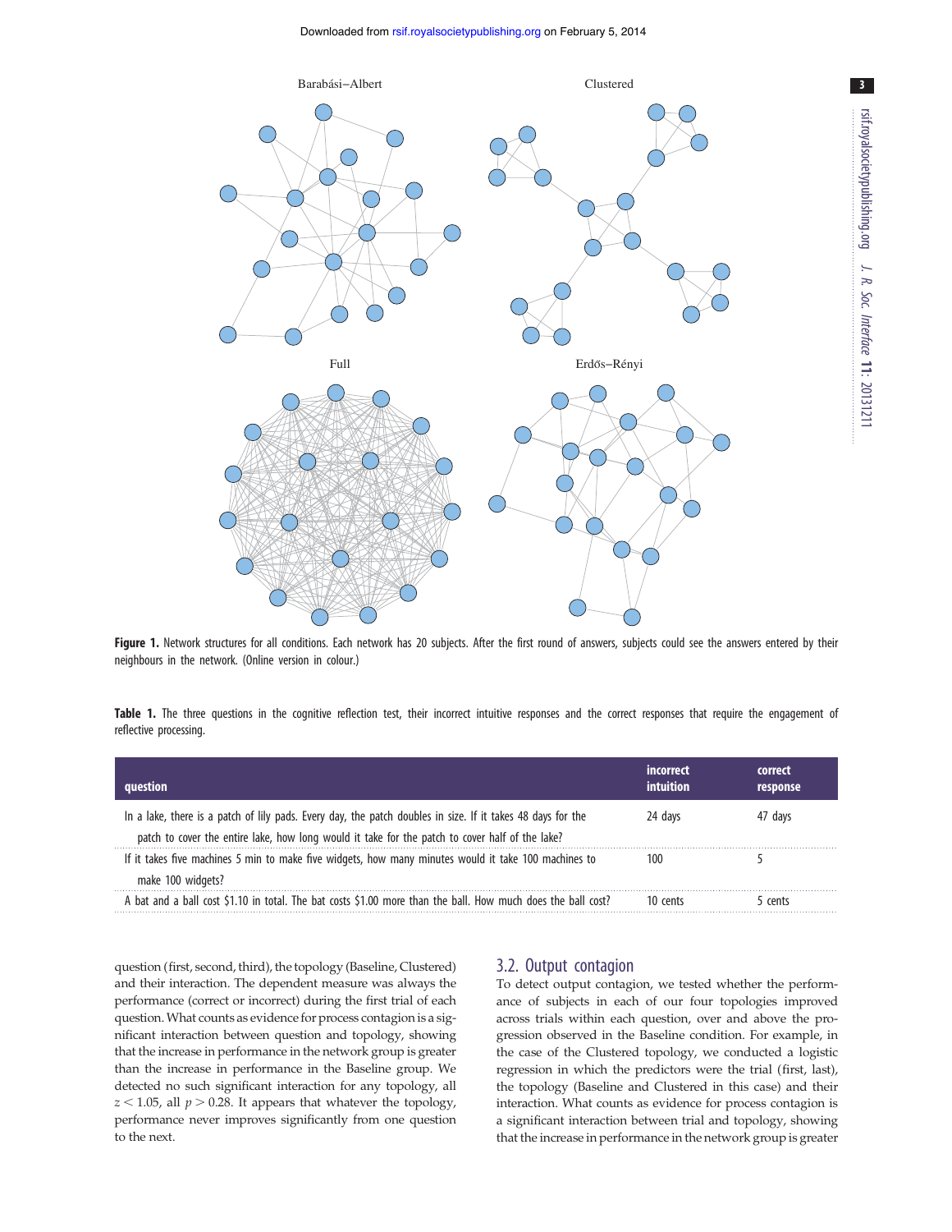Figure 1. Network structures for all conditions. Each network has 20 subjects. After the first round of answers, subjects could see the answers entered by their neighbours in the network. (Online version in colour.)

Table 1. The three questions in the cognitive reflection test, their incorrect intuitive responses and the correct responses that require the engagement of reflective processing.

| question | incorrect intuition | correct response |
|---|---|---|
| In a lake, there is a patch of lily pads. Every day, the patch doubles in size. If it takes 48 days for the patch to cover the entire lake, how long would it take for the patch to cover half of the lake? | 24 days | 47 days |
| If it takes five machines 5 min to make five widgets, how many minutes would it take 100 machines to make 100 widgets? | 100 | 5 |
| A bat and a ball cost $1.10 in total. The bat costs $1.00 more than the ball. How much does the ball cost? | 10 cents | 5 cents |

question (first, second, third), the topology (Baseline, Clustered) and their interaction. The dependent measure was always the performance (correct or incorrect) during the first trial of each question. What counts as evidence for process contagion is a significant interaction between question and topology, showing that the increase in performance in the network group is greater than the increase in performance in the Baseline group. We detected no such significant interaction for any topology, all $z < 1.05$, all $p > 0.28$. It appears that whatever the topology, performance never improves significantly from one question to the next.

## 3.2. Output contagion

To detect output contagion, we tested whether the performance of subjects in each of our four topologies improved across trials within each question, over and above the progression observed in the Baseline condition. For example, in the case of the Clustered topology, we conducted a logistic regression in which the predictors were the trial (first, last), the topology (Baseline and Clustered in this case) and their interaction. What counts as evidence for process contagion is a significant interaction between trial and topology, showing that the increase in performance in the network group is greater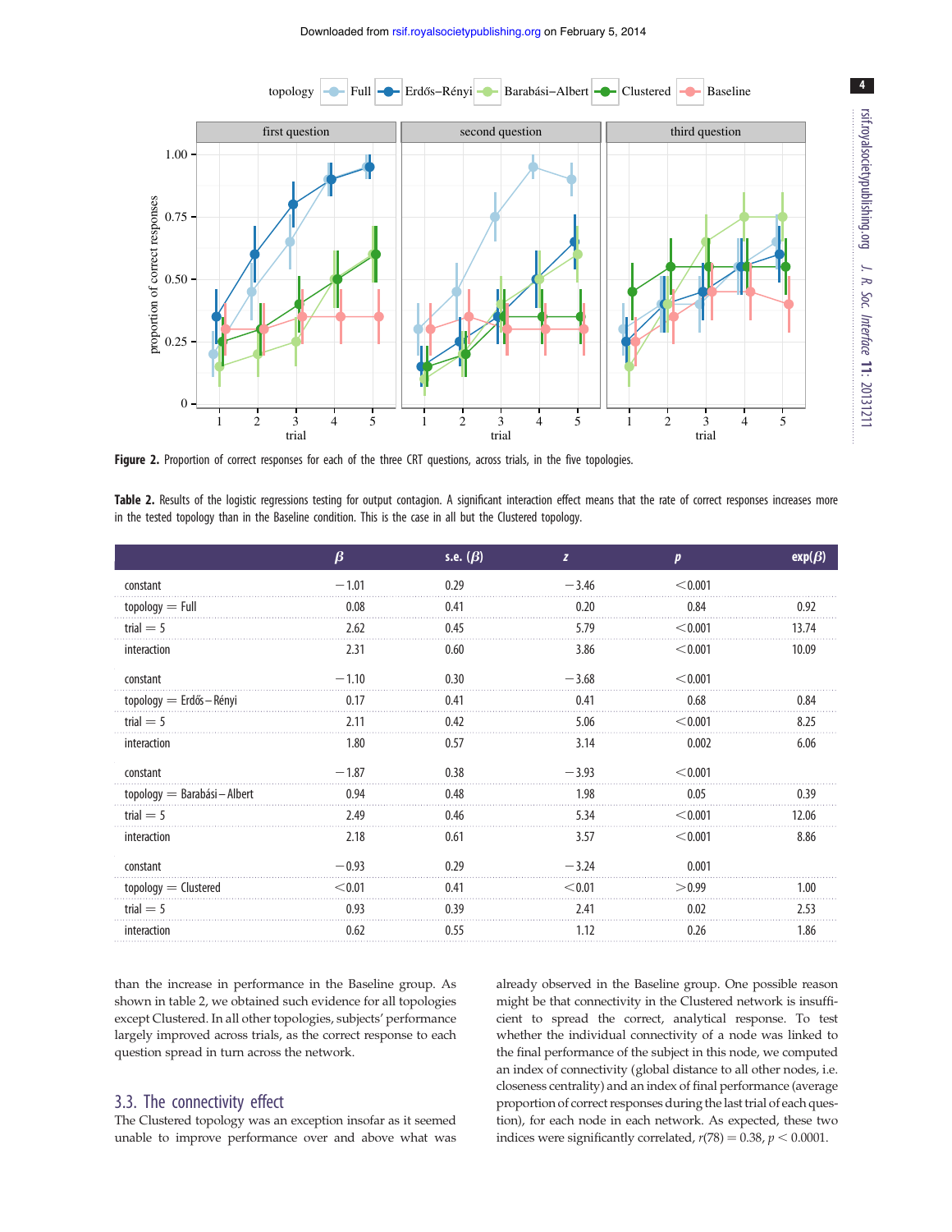**Figure 2.** Proportion of correct responses for each of the three CRT questions, across trials, in the five topologies.

**Table 2.** Results of the logistic regressions testing for output contagion. A significant interaction effect means that the rate of correct responses increases more in the tested topology than in the Baseline condition. This is the case in all but the Clustered topology.

| | $\beta$ | s.e. ($\beta$) | $z$ | $p$ | exp($\beta$) |
|---|---|---|---|---|---|
| constant | −1.01 | 0.29 | −3.46 | <0.001 | |
| topology = Full | 0.08 | 0.41 | 0.20 | 0.84 | 0.92 |
| trial = 5 | 2.62 | 0.45 | 5.79 | <0.001 | 13.74 |
| interaction | 2.31 | 0.60 | 3.86 | <0.001 | 10.09 |
| constant | −1.10 | 0.30 | −3.68 | <0.001 | |
| topology = Erdős–Rényi | 0.17 | 0.41 | 0.41 | 0.68 | 0.84 |
| trial = 5 | 2.11 | 0.42 | 5.06 | <0.001 | 8.25 |
| interaction | 1.80 | 0.57 | 3.14 | 0.002 | 6.06 |
| constant | −1.87 | 0.38 | −3.93 | <0.001 | |
| topology = Barabási–Albert | 0.94 | 0.48 | 1.98 | 0.05 | 0.39 |
| trial = 5 | 2.49 | 0.46 | 5.34 | <0.001 | 12.06 |
| interaction | 2.18 | 0.61 | 3.57 | <0.001 | 8.86 |
| constant | −0.93 | 0.29 | −3.24 | 0.001 | |
| topology = Clustered | <0.01 | 0.41 | <0.01 | >0.99 | 1.00 |
| trial = 5 | 0.93 | 0.39 | 2.41 | 0.02 | 2.53 |
| interaction | 0.62 | 0.55 | 1.12 | 0.26 | 1.86 |

than the increase in performance in the Baseline group. As shown in table 2, we obtained such evidence for all topologies except Clustered. In all other topologies, subjects' performance largely improved across trials, as the correct response to each question spread in turn across the network.

## 3.3. The connectivity effect

The Clustered topology was an exception insofar as it seemed unable to improve performance over and above what was already observed in the Baseline group. One possible reason might be that connectivity in the Clustered network is insufficient to spread the correct, analytical response. To test whether the individual connectivity of a node was linked to the final performance of the subject in this node, we computed an index of connectivity (global distance to all other nodes, i.e. closeness centrality) and an index of final performance (average proportion of correct responses during the last trial of each question), for each node in each network. As expected, these two indices were significantly correlated, $r(78) = 0.38$, $p < 0.0001$.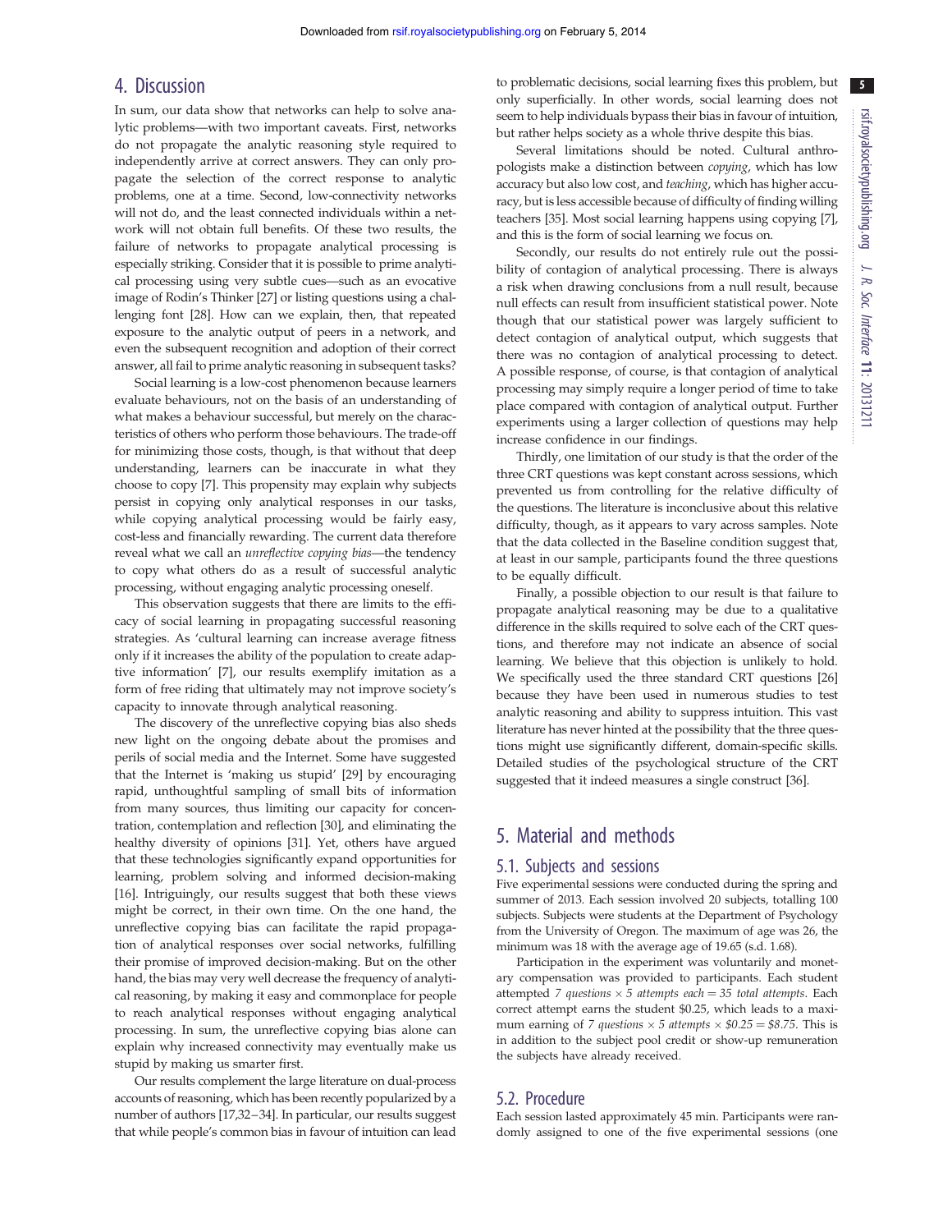## 4. Discussion

In sum, our data show that networks can help to solve analytic problems—with two important caveats. First, networks do not propagate the analytic reasoning style required to independently arrive at correct answers. They can only propagate the selection of the correct response to analytic problems, one at a time. Second, low-connectivity networks will not do, and the least connected individuals within a network will not obtain full benefits. Of these two results, the failure of networks to propagate analytical processing is especially striking. Consider that it is possible to prime analytical processing using very subtle cues—such as an evocative image of Rodin's Thinker [27] or listing questions using a challenging font [28]. How can we explain, then, that repeated exposure to the analytic output of peers in a network, and even the subsequent recognition and adoption of their correct answer, all fail to prime analytic reasoning in subsequent tasks?

Social learning is a low-cost phenomenon because learners evaluate behaviours, not on the basis of an understanding of what makes a behaviour successful, but merely on the characteristics of others who perform those behaviours. The trade-off for minimizing those costs, though, is that without that deep understanding, learners can be inaccurate in what they choose to copy [7]. This propensity may explain why subjects persist in copying only analytical responses in our tasks, while copying analytical processing would be fairly easy, cost-less and financially rewarding. The current data therefore reveal what we call an *unreflective copying bias*—the tendency to copy what others do as a result of successful analytic processing, without engaging analytic processing oneself.

This observation suggests that there are limits to the efficacy of social learning in propagating successful reasoning strategies. As 'cultural learning can increase average fitness only if it increases the ability of the population to create adaptive information' [7], our results exemplify imitation as a form of free riding that ultimately may not improve society's capacity to innovate through analytical reasoning.

The discovery of the unreflective copying bias also sheds new light on the ongoing debate about the promises and perils of social media and the Internet. Some have suggested that the Internet is 'making us stupid' [29] by encouraging rapid, unthoughtful sampling of small bits of information from many sources, thus limiting our capacity for concentration, contemplation and reflection [30], and eliminating the healthy diversity of opinions [31]. Yet, others have argued that these technologies significantly expand opportunities for learning, problem solving and informed decision-making [16]. Intriguingly, our results suggest that both these views might be correct, in their own time. On the one hand, the unreflective copying bias can facilitate the rapid propagation of analytical responses over social networks, fulfilling their promise of improved decision-making. But on the other hand, the bias may very well decrease the frequency of analytical reasoning, by making it easy and commonplace for people to reach analytical responses without engaging analytical processing. In sum, the unreflective copying bias alone can explain why increased connectivity may eventually make us stupid by making us smarter first.

Our results complement the large literature on dual-process accounts of reasoning, which has been recently popularized by a number of authors [17,32–34]. In particular, our results suggest that while people's common bias in favour of intuition can lead to problematic decisions, social learning fixes this problem, but only superficially. In other words, social learning does not seem to help individuals bypass their bias in favour of intuition, but rather helps society as a whole thrive despite this bias.

Several limitations should be noted. Cultural anthropologists make a distinction between *copying*, which has low accuracy but also low cost, and *teaching*, which has higher accuracy, but is less accessible because of difficulty of finding willing teachers [35]. Most social learning happens using copying [7], and this is the form of social learning we focus on.

Secondly, our results do not entirely rule out the possibility of contagion of analytical processing. There is always a risk when drawing conclusions from a null result, because null effects can result from insufficient statistical power. Note though that our statistical power was largely sufficient to detect contagion of analytical output, which suggests that there was no contagion of analytical processing to detect. A possible response, of course, is that contagion of analytical processing may simply require a longer period of time to take place compared with contagion of analytical output. Further experiments using a larger collection of questions may help increase confidence in our findings.

Thirdly, one limitation of our study is that the order of the three CRT questions was kept constant across sessions, which prevented us from controlling for the relative difficulty of the questions. The literature is inconclusive about this relative difficulty, though, as it appears to vary across samples. Note that the data collected in the Baseline condition suggest that, at least in our sample, participants found the three questions to be equally difficult.

Finally, a possible objection to our result is that failure to propagate analytical reasoning may be due to a qualitative difference in the skills required to solve each of the CRT questions, and therefore may not indicate an absence of social learning. We believe that this objection is unlikely to hold. We specifically used the three standard CRT questions [26] because they have been used in numerous studies to test analytic reasoning and ability to suppress intuition. This vast literature has never hinted at the possibility that the three questions might use significantly different, domain-specific skills. Detailed studies of the psychological structure of the CRT suggested that it indeed measures a single construct [36].

## 5. Material and methods

### 5.1. Subjects and sessions

Five experimental sessions were conducted during the spring and summer of 2013. Each session involved 20 subjects, totalling 100 subjects. Subjects were students at the Department of Psychology from the University of Oregon. The maximum of age was 26, the minimum was 18 with the average age of 19.65 (s.d. 1.68).

Participation in the experiment was voluntarily and monetary compensation was provided to participants. Each student attempted *7 questions × 5 attempts each = 35 total attempts*. Each correct attempt earns the student \$0.25, which leads to a maximum earning of *7 questions × 5 attempts × \$0.25 = \$8.75*. This is in addition to the subject pool credit or show-up remuneration the subjects have already received.

### 5.2. Procedure

Each session lasted approximately 45 min. Participants were randomly assigned to one of the five experimental sessions (one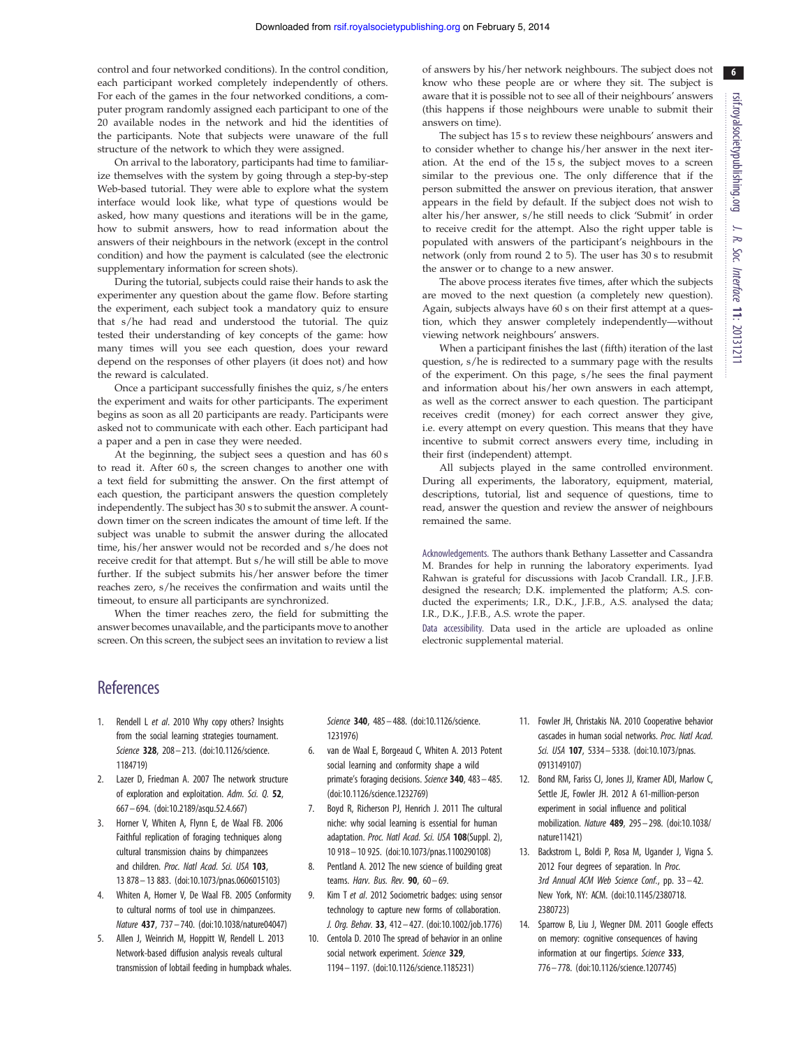control and four networked conditions). In the control condition, each participant worked completely independently of others. For each of the games in the four networked conditions, a computer program randomly assigned each participant to one of the 20 available nodes in the network and hid the identities of the participants. Note that subjects were unaware of the full structure of the network to which they were assigned.

On arrival to the laboratory, participants had time to familiarize themselves with the system by going through a step-by-step Web-based tutorial. They were able to explore what the system interface would look like, what type of questions would be asked, how many questions and iterations will be in the game, how to submit answers, how to read information about the answers of their neighbours in the network (except in the control condition) and how the payment is calculated (see the electronic supplementary information for screen shots).

During the tutorial, subjects could raise their hands to ask the experimenter any question about the game flow. Before starting the experiment, each subject took a mandatory quiz to ensure that s/he had read and understood the tutorial. The quiz tested their understanding of key concepts of the game: how many times will you see each question, does your reward depend on the responses of other players (it does not) and how the reward is calculated.

Once a participant successfully finishes the quiz, s/he enters the experiment and waits for other participants. The experiment begins as soon as all 20 participants are ready. Participants were asked not to communicate with each other. Each participant had a paper and a pen in case they were needed.

At the beginning, the subject sees a question and has 60 s to read it. After 60 s, the screen changes to another one with a text field for submitting the answer. On the first attempt of each question, the participant answers the question completely independently. The subject has 30 s to submit the answer. A countdown timer on the screen indicates the amount of time left. If the subject was unable to submit the answer during the allocated time, his/her answer would not be recorded and s/he does not receive credit for that attempt. But s/he will still be able to move further. If the subject submits his/her answer before the timer reaches zero, s/he receives the confirmation and waits until the timeout, to ensure all participants are synchronized.

When the timer reaches zero, the field for submitting the answer becomes unavailable, and the participants move to another screen. On this screen, the subject sees an invitation to review a list of answers by his/her network neighbours. The subject does not know who these people are or where they sit. The subject is aware that it is possible not to see all of their neighbours' answers (this happens if those neighbours were unable to submit their answers on time).

The subject has 15 s to review these neighbours' answers and to consider whether to change his/her answer in the next iteration. At the end of the 15 s, the subject moves to a screen similar to the previous one. The only difference that if the person submitted the answer on previous iteration, that answer appears in the field by default. If the subject does not wish to alter his/her answer, s/he still needs to click 'Submit' in order to receive credit for the attempt. Also the right upper table is populated with answers of the participant's neighbours in the network (only from round 2 to 5). The user has 30 s to resubmit the answer or to change to a new answer.

The above process iterates five times, after which the subjects are moved to the next question (a completely new question). Again, subjects always have 60 s on their first attempt at a question, which they answer completely independently—without viewing network neighbours' answers.

When a participant finishes the last (fifth) iteration of the last question, s/he is redirected to a summary page with the results of the experiment. On this page, s/he sees the final payment and information about his/her own answers in each attempt, as well as the correct answer to each question. The participant receives credit (money) for each correct answer they give, i.e. every attempt on every question. This means that they have incentive to submit correct answers every time, including in their first (independent) attempt.

All subjects played in the same controlled environment. During all experiments, the laboratory, equipment, material, descriptions, tutorial, list and sequence of questions, time to read, answer the question and review the answer of neighbours remained the same.

Acknowledgements. The authors thank Bethany Lassetter and Cassandra M. Brandes for help in running the laboratory experiments. Iyad Rahwan is grateful for discussions with Jacob Crandall. I.R., J.F.B. designed the research; D.K. implemented the platform; A.S. conducted the experiments; I.R., D.K., J.F.B., A.S. analysed the data; I.R., D.K., J.F.B., A.S. wrote the paper.

Data accessibility. Data used in the article are uploaded as online electronic supplemental material.

# References

1. Rendell L *et al*. 2010 Why copy others? Insights from the social learning strategies tournament. *Science* **328**, 208–213. (doi:10.1126/science.1184719)
2. Lazer D, Friedman A. 2007 The network structure of exploration and exploitation. *Adm. Sci. Q.* **52**, 667–694. (doi:10.2189/asqu.52.4.667)
3. Horner V, Whiten A, Flynn E, de Waal FB. 2006 Faithful replication of foraging techniques along cultural transmission chains by chimpanzees and children. *Proc. Natl Acad. Sci. USA* **103**, 13 878–13 883. (doi:10.1073/pnas.0606015103)
4. Whiten A, Horner V, De Waal FB. 2005 Conformity to cultural norms of tool use in chimpanzees. *Nature* **437**, 737–740. (doi:10.1038/nature04047)
5. Allen J, Weinrich M, Hoppitt W, Rendell L. 2013 Network-based diffusion analysis reveals cultural transmission of lobtail feeding in humpback whales. *Science* **340**, 485–488. (doi:10.1126/science.1231976)
6. van de Waal E, Borgeaud C, Whiten A. 2013 Potent social learning and conformity shape a wild primate's foraging decisions. *Science* **340**, 483–485. (doi:10.1126/science.1232769)
7. Boyd R, Richerson PJ, Henrich J. 2011 The cultural niche: why social learning is essential for human adaptation. *Proc. Natl Acad. Sci. USA* **108**(Suppl. 2), 10 918–10 925. (doi:10.1073/pnas.1100290108)
8. Pentland A. 2012 The new science of building great teams. *Harv. Bus. Rev.* **90**, 60–69.
9. Kim T *et al*. 2012 Sociometric badges: using sensor technology to capture new forms of collaboration. *J. Org. Behav.* **33**, 412–427. (doi:10.1002/job.1776)
10. Centola D. 2010 The spread of behavior in an online social network experiment. *Science* **329**, 1194–1197. (doi:10.1126/science.1185231)
11. Fowler JH, Christakis NA. 2010 Cooperative behavior cascades in human social networks. *Proc. Natl Acad. Sci. USA* **107**, 5334–5338. (doi:10.1073/pnas.0913149107)
12. Bond RM, Fariss CJ, Jones JJ, Kramer ADI, Marlow C, Settle JE, Fowler JH. 2012 A 61-million-person experiment in social influence and political mobilization. *Nature* **489**, 295–298. (doi:10.1038/nature11421)
13. Backstrom L, Boldi P, Rosa M, Ugander J, Vigna S. 2012 Four degrees of separation. In *Proc. 3rd Annual ACM Web Science Conf.*, pp. 33–42. New York, NY: ACM. (doi:10.1145/2380718.2380723)
14. Sparrow B, Liu J, Wegner DM. 2011 Google effects on memory: cognitive consequences of having information at our fingertips. *Science* **333**, 776–778. (doi:10.1126/science.1207745)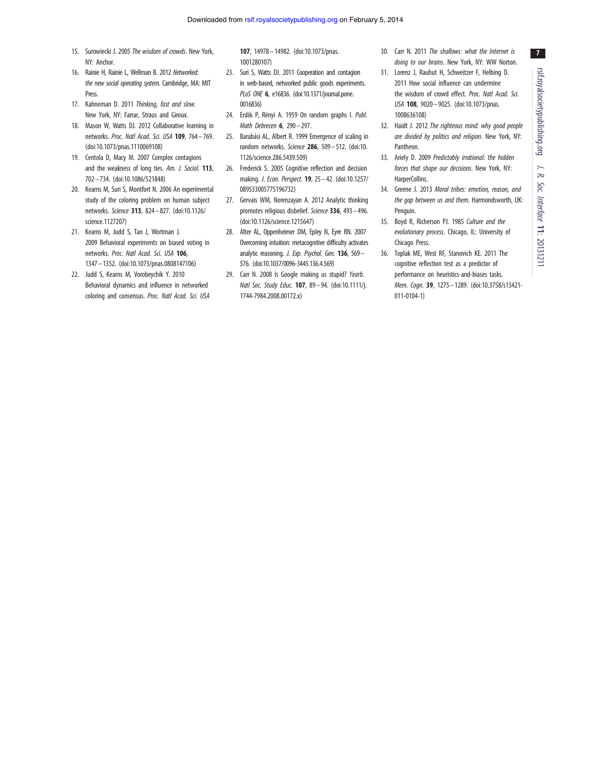15. Surowiecki J. 2005 *The wisdom of crowds*. New York, NY: Anchor.
16. Rainie H, Rainie L, Wellman B. 2012 *Networked: the new social operating system*. Cambridge, MA: MIT Press.
17. Kahneman D. 2011 *Thinking, fast and slow*. New York, NY: Farrar, Straus and Giroux.
18. Mason W, Watts DJ. 2012 Collaborative learning in networks. *Proc. Natl Acad. Sci. USA* **109**, 764–769. (doi:10.1073/pnas.1110069108)
19. Centola D, Macy M. 2007 Complex contagions and the weakness of long ties. *Am. J. Sociol.* **113**, 702–734. (doi:10.1086/521848)
20. Kearns M, Suri S, Montfort N. 2006 An experimental study of the coloring problem on human subject networks. *Science* **313**, 824–827. (doi:10.1126/science.1127207)
21. Kearns M, Judd S, Tan J, Wortman J. 2009 Behavioral experiments on biased voting in networks. *Proc. Natl Acad. Sci. USA* **106**, 1347–1352. (doi:10.1073/pnas.0808147106)
22. Judd S, Kearns M, Vorobeychik Y. 2010 Behavioral dynamics and influence in networked coloring and consensus. *Proc. Natl Acad. Sci. USA* **107**, 14978–14982. (doi:10.1073/pnas.1001280107)
23. Suri S, Watts DJ. 2011 Cooperation and contagion in web-based, networked public goods experiments. *PLoS ONE* **6**, e16836. (doi:10.1371/journal.pone.0016836)
24. Erdős P, Rényi A. 1959 On random graphs I. *Publ. Math Debrecen* **6**, 290–297.
25. Barabási AL, Albert R. 1999 Emergence of scaling in random networks. *Science* **286**, 509–512. (doi:10.1126/science.286.5439.509)
26. Frederick S. 2005 Cognitive reflection and decision making. *J. Econ. Perspect.* **19**, 25–42. (doi:10.1257/089533005775196732)
27. Gervais WM, Norenzayan A. 2012 Analytic thinking promotes religious disbelief. *Science* **336**, 493–496. (doi:10.1126/science.1215647)
28. Alter AL, Oppenheimer DM, Epley N, Eyre RN. 2007 Overcoming intuition: metacognitive difficulty activates analytic reasoning. *J. Exp. Psychol. Gen.* **136**, 569–576. (doi:10.1037/0096-3445.136.4.569)
29. Carr N. 2008 Is Google making us stupid? *Yearb. Natl Soc. Study Educ.* **107**, 89–94. (doi:10.1111/j.1744-7984.2008.00172.x)
30. Carr N. 2011 *The shallows: what the Internet is doing to our brains*. New York, NY: WW Norton.
31. Lorenz J, Rauhut H, Schweitzer F, Helbing D. 2011 How social influence can undermine the wisdom of crowd effect. *Proc. Natl Acad. Sci. USA* **108**, 9020–9025. (doi:10.1073/pnas.1008636108)
32. Haidt J. 2012 *The righteous mind: why good people are divided by politics and religion*. New York, NY: Pantheon.
33. Ariely D. 2009 *Predictably irrational: the hidden forces that shape our decisions*. New York, NY: HarperCollins.
34. Greene J. 2013 *Moral tribes: emotion, reason, and the gap between us and them*. Harmondsworth, UK: Penguin.
35. Boyd R, Richerson PJ. 1985 *Culture and the evolutionary process*. Chicago, IL: University of Chicago Press.
36. Toplak ME, West RF, Stanovich KE. 2011 The cognitive reflection test as a predictor of performance on heuristics-and-biases tasks. *Mem. Cogn.* **39**, 1275–1289. (doi:10.3758/s13421-011-0104-1)